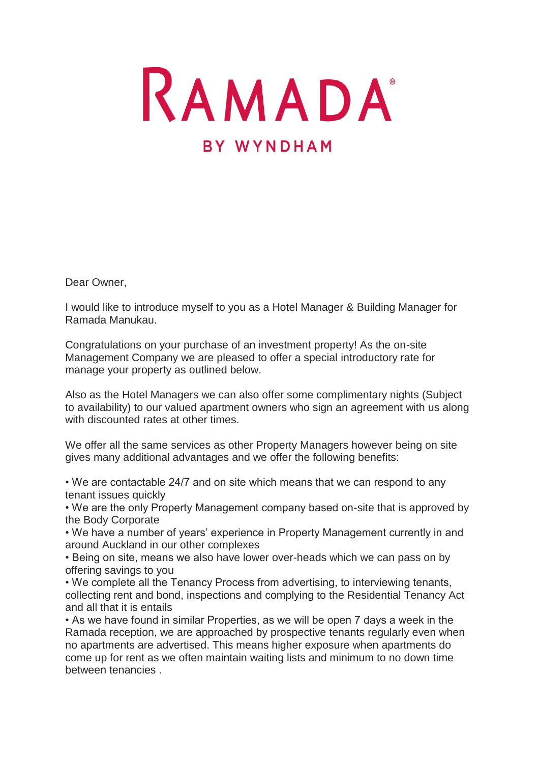# RAMADA®

## BY WYNDHAM

Dear Owner,

I would like to introduce myself to you as a Hotel Manager & Building Manager for Ramada Manukau.

Congratulations on your purchase of an investment property! As the on-site Management Company we are pleased to offer a special introductory rate for manage your property as outlined below.

Also as the Hotel Managers we can also offer some complimentary nights (Subject to availability) to our valued apartment owners who sign an agreement with us along with discounted rates at other times.

We offer all the same services as other Property Managers however being on site gives many additional advantages and we offer the following benefits:

- We are contactable 24/7 and on site which means that we can respond to any tenant issues quickly
- We are the only Property Management company based on-site that is approved by the Body Corporate
- We have a number of years' experience in Property Management currently in and around Auckland in our other complexes
- Being on site, means we also have lower over-heads which we can pass on by offering savings to you
- We complete all the Tenancy Process from advertising, to interviewing tenants, collecting rent and bond, inspections and complying to the Residential Tenancy Act and all that it is entails
- As we have found in similar Properties, as we will be open 7 days a week in the Ramada reception, we are approached by prospective tenants regularly even when no apartments are advertised. This means higher exposure when apartments do come up for rent as we often maintain waiting lists and minimum to no down time between tenancies .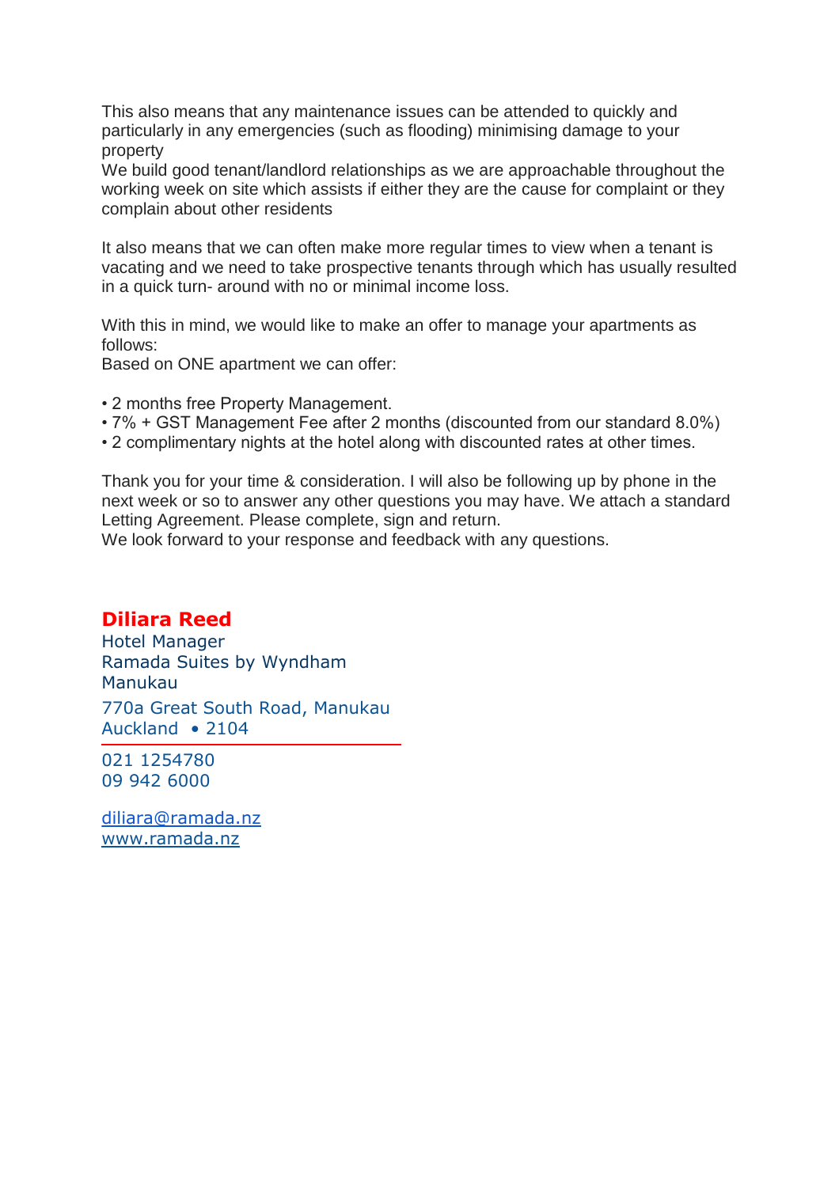This also means that any maintenance issues can be attended to quickly and particularly in any emergencies (such as flooding) minimising damage to your property
We build good tenant/landlord relationships as we are approachable throughout the working week on site which assists if either they are the cause for complaint or they complain about other residents

It also means that we can often make more regular times to view when a tenant is vacating and we need to take prospective tenants through which has usually resulted in a quick turn- around with no or minimal income loss.

With this in mind, we would like to make an offer to manage your apartments as follows:
Based on ONE apartment we can offer:

- 2 months free Property Management.
- 7% + GST Management Fee after 2 months (discounted from our standard 8.0%)
- 2 complimentary nights at the hotel along with discounted rates at other times.

Thank you for your time & consideration. I will also be following up by phone in the next week or so to answer any other questions you may have. We attach a standard Letting Agreement. Please complete, sign and return.
We look forward to your response and feedback with any questions.

**Diliara Reed**
Hotel Manager
Ramada Suites by Wyndham
Manukau
770a Great South Road, Manukau
Auckland • 2104

021 1254780
09 942 6000

diliara@ramada.nz
www.ramada.nz